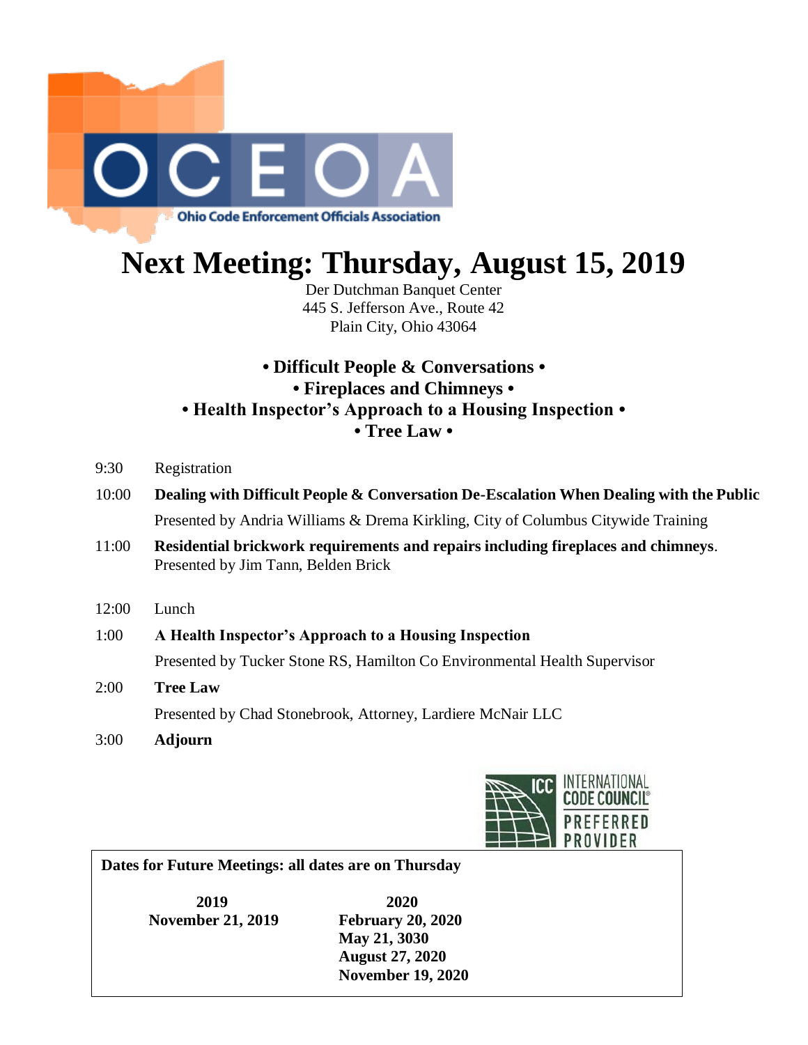OCEOA

Ohio Code Enforcement Officials Association

# Next Meeting: Thursday, August 15, 2019

Der Dutchman Banquet Center
445 S. Jefferson Ave., Route 42
Plain City, Ohio 43064

**• Difficult People & Conversations •**
**• Fireplaces and Chimneys •**
**• Health Inspector's Approach to a Housing Inspection •**
**• Tree Law •**

9:30 Registration

10:00 **Dealing with Difficult People & Conversation De-Escalation When Dealing with the Public**
Presented by Andria Williams & Drema Kirkling, City of Columbus Citywide Training

11:00 **Residential brickwork requirements and repairs including fireplaces and chimneys**.
Presented by Jim Tann, Belden Brick

12:00 Lunch

1:00 **A Health Inspector's Approach to a Housing Inspection**
Presented by Tucker Stone RS, Hamilton Co Environmental Health Supervisor

2:00 **Tree Law**
Presented by Chad Stonebrook, Attorney, Lardiere McNair LLC

3:00 **Adjourn**

ICC INTERNATIONAL CODE COUNCIL® PREFERRED PROVIDER

**Dates for Future Meetings: all dates are on Thursday**

| 2019 | 2020 |
| --- | --- |
| November 21, 2019 | February 20, 2020 |
| | May 21, 3030 |
| | August 27, 2020 |
| | November 19, 2020 |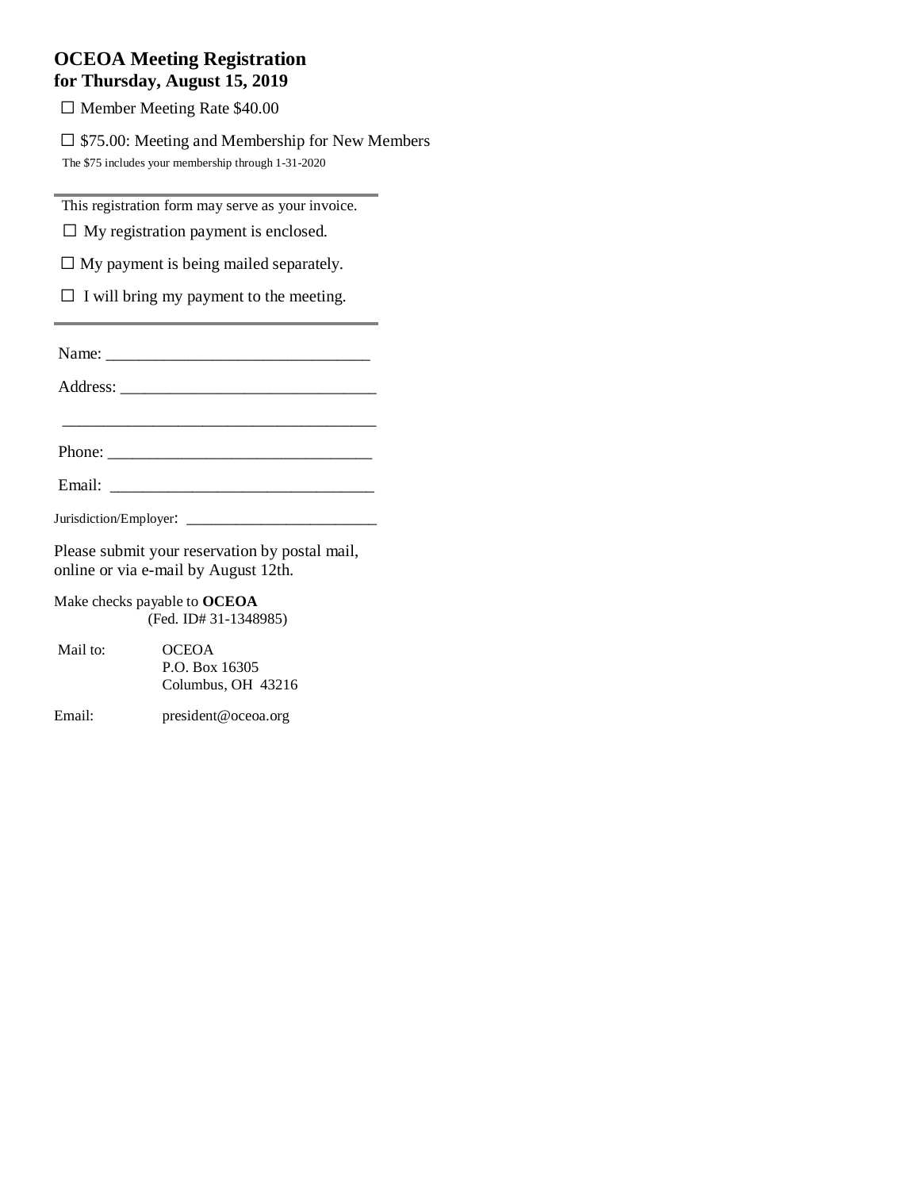# OCEOA Meeting Registration
## for Thursday, August 15, 2019

☐ Member Meeting Rate $40.00

☐ $75.00: Meeting and Membership for New Members

The $75 includes your membership through 1-31-2020

---

This registration form may serve as your invoice.

☐ My registration payment is enclosed.

☐ My payment is being mailed separately.

☐ I will bring my payment to the meeting.

---

Name: _______________________________

Address: _____________________________

_____________________________________

Phone: _______________________________

Email: _______________________________

Jurisdiction/Employer: ________________________

Please submit your reservation by postal mail, online or via e-mail by August 12th.

Make checks payable to **OCEOA**
(Fed. ID# 31-1348985)

Mail to: OCEOA
P.O. Box 16305
Columbus, OH 43216

Email: president@oceoa.org